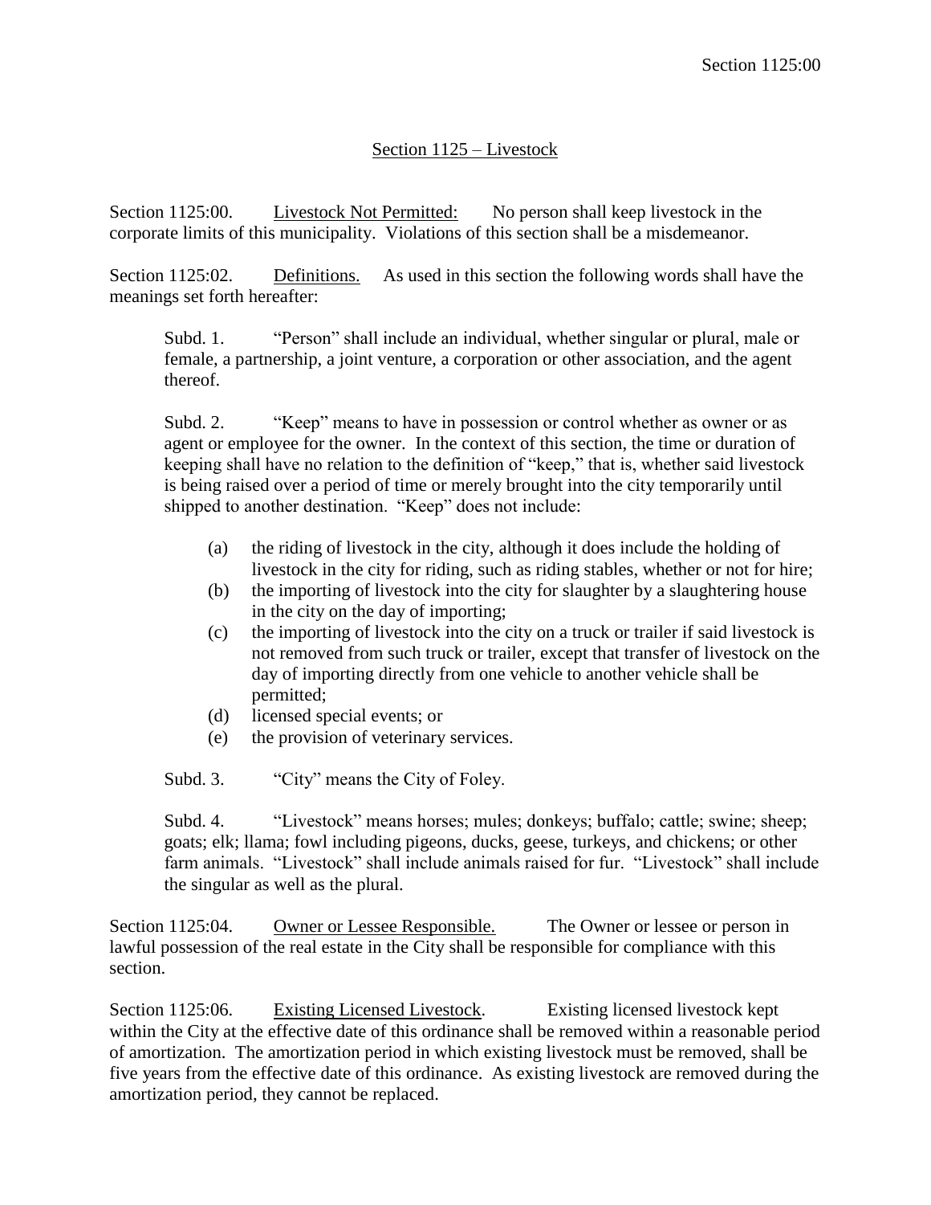# Section 1125 – Livestock

Section 1125:00. <u>Livestock Not Permitted:</u> No person shall keep livestock in the corporate limits of this municipality. Violations of this section shall be a misdemeanor.

Section 1125:02. <u>Definitions.</u> As used in this section the following words shall have the meanings set forth hereafter:

> Subd. 1. "Person" shall include an individual, whether singular or plural, male or female, a partnership, a joint venture, a corporation or other association, and the agent thereof.
>
> Subd. 2. "Keep" means to have in possession or control whether as owner or as agent or employee for the owner. In the context of this section, the time or duration of keeping shall have no relation to the definition of "keep," that is, whether said livestock is being raised over a period of time or merely brought into the city temporarily until shipped to another destination. "Keep" does not include:
>
> (a) the riding of livestock in the city, although it does include the holding of livestock in the city for riding, such as riding stables, whether or not for hire;
> (b) the importing of livestock into the city for slaughter by a slaughtering house in the city on the day of importing;
> (c) the importing of livestock into the city on a truck or trailer if said livestock is not removed from such truck or trailer, except that transfer of livestock on the day of importing directly from one vehicle to another vehicle shall be permitted;
> (d) licensed special events; or
> (e) the provision of veterinary services.
>
> Subd. 3. "City" means the City of Foley.
>
> Subd. 4. "Livestock" means horses; mules; donkeys; buffalo; cattle; swine; sheep; goats; elk; llama; fowl including pigeons, ducks, geese, turkeys, and chickens; or other farm animals. "Livestock" shall include animals raised for fur. "Livestock" shall include the singular as well as the plural.

Section 1125:04. <u>Owner or Lessee Responsible.</u> The Owner or lessee or person in lawful possession of the real estate in the City shall be responsible for compliance with this section.

Section 1125:06. <u>Existing Licensed Livestock</u>. Existing licensed livestock kept within the City at the effective date of this ordinance shall be removed within a reasonable period of amortization. The amortization period in which existing livestock must be removed, shall be five years from the effective date of this ordinance. As existing livestock are removed during the amortization period, they cannot be replaced.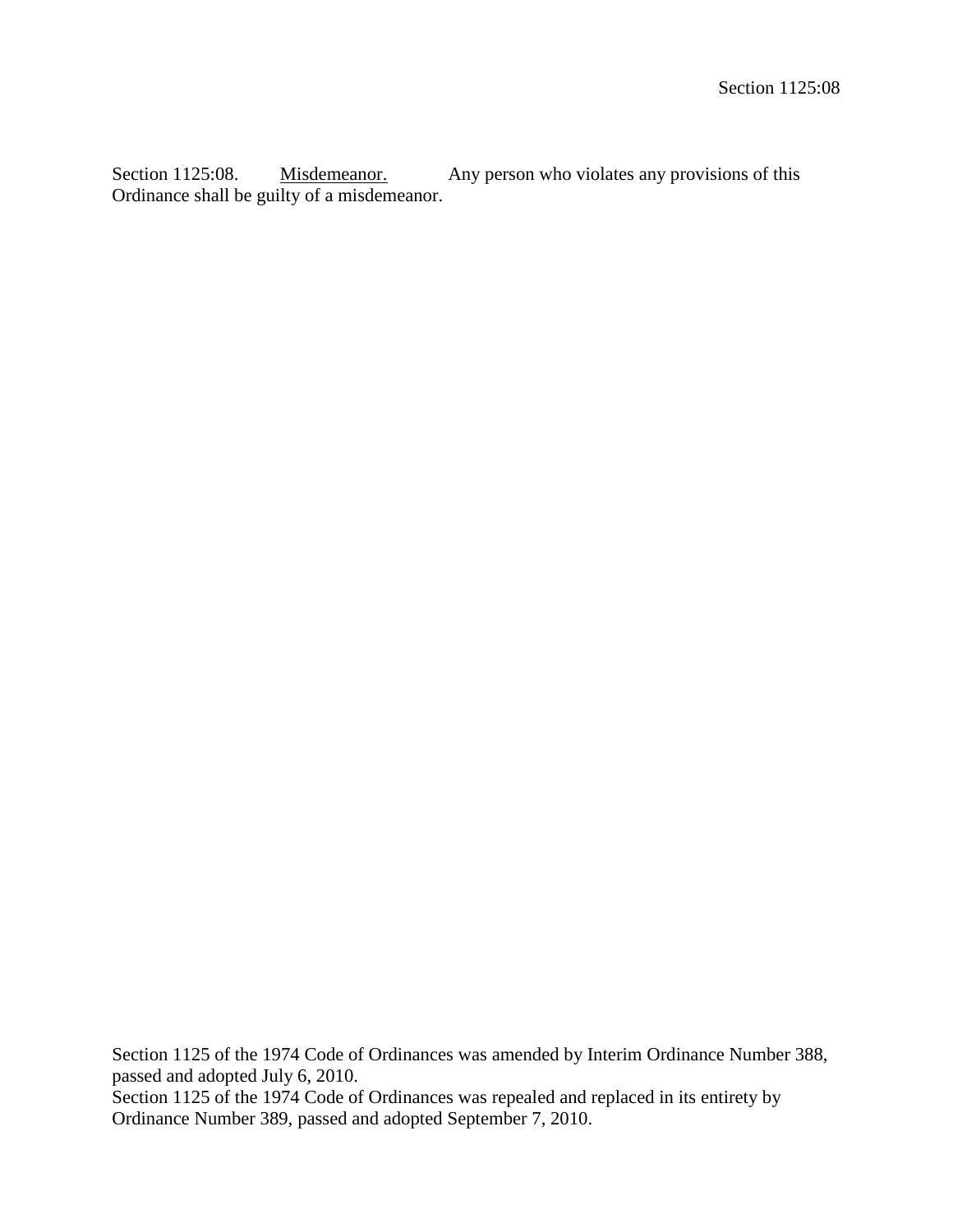Section 1125:08. Misdemeanor. Any person who violates any provisions of this Ordinance shall be guilty of a misdemeanor.

Section 1125 of the 1974 Code of Ordinances was amended by Interim Ordinance Number 388, passed and adopted July 6, 2010.
Section 1125 of the 1974 Code of Ordinances was repealed and replaced in its entirety by Ordinance Number 389, passed and adopted September 7, 2010.